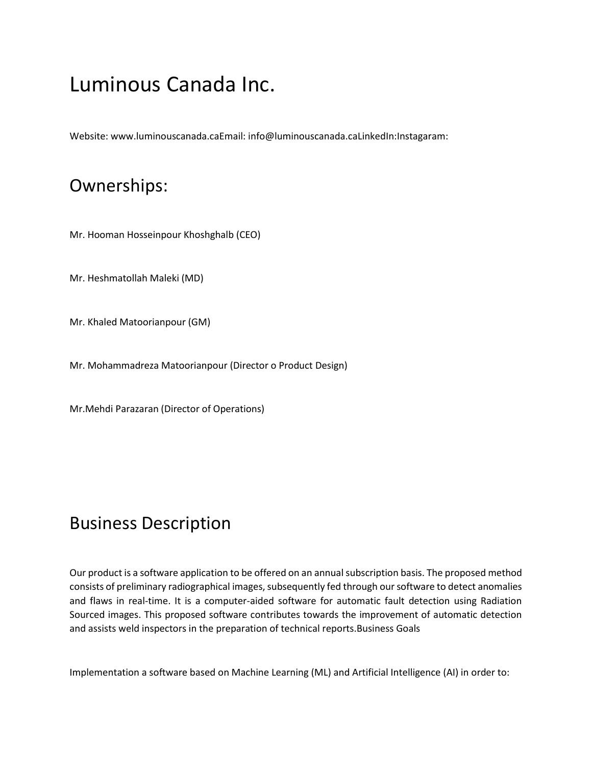# Luminous Canada Inc.

Website: www.luminouscanada.caEmail: info@luminouscanada.caLinkedIn:Instagaram:

## Ownerships:

Mr. Hooman Hosseinpour Khoshghalb (CEO)

Mr. Heshmatollah Maleki (MD)

Mr. Khaled Matoorianpour (GM)

Mr. Mohammadreza Matoorianpour (Director o Product Design)

Mr.Mehdi Parazaran (Director of Operations)

## Business Description

Our product is a software application to be offered on an annual subscription basis. The proposed method consists of preliminary radiographical images, subsequently fed through our software to detect anomalies and flaws in real-time. It is a computer-aided software for automatic fault detection using Radiation Sourced images. This proposed software contributes towards the improvement of automatic detection and assists weld inspectors in the preparation of technical reports.Business Goals

Implementation a software based on Machine Learning (ML) and Artificial Intelligence (AI) in order to: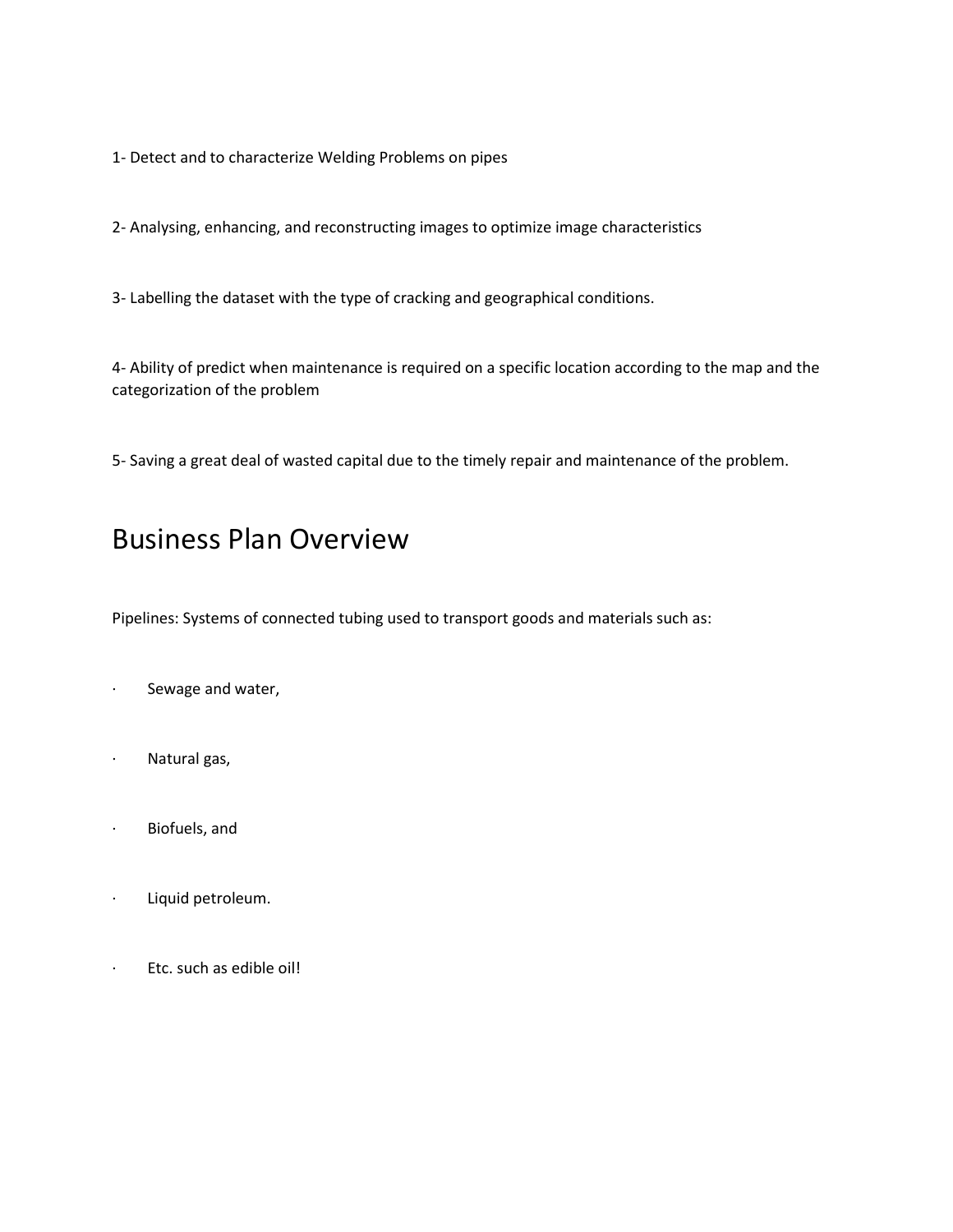1- Detect and to characterize Welding Problems on pipes

2- Analysing, enhancing, and reconstructing images to optimize image characteristics

3- Labelling the dataset with the type of cracking and geographical conditions.

4- Ability of predict when maintenance is required on a specific location according to the map and the categorization of the problem

5- Saving a great deal of wasted capital due to the timely repair and maintenance of the problem.

# Business Plan Overview

Pipelines: Systems of connected tubing used to transport goods and materials such as:

- Sewage and water,
- Natural gas,
- Biofuels, and
- Liquid petroleum.
- Etc. such as edible oil!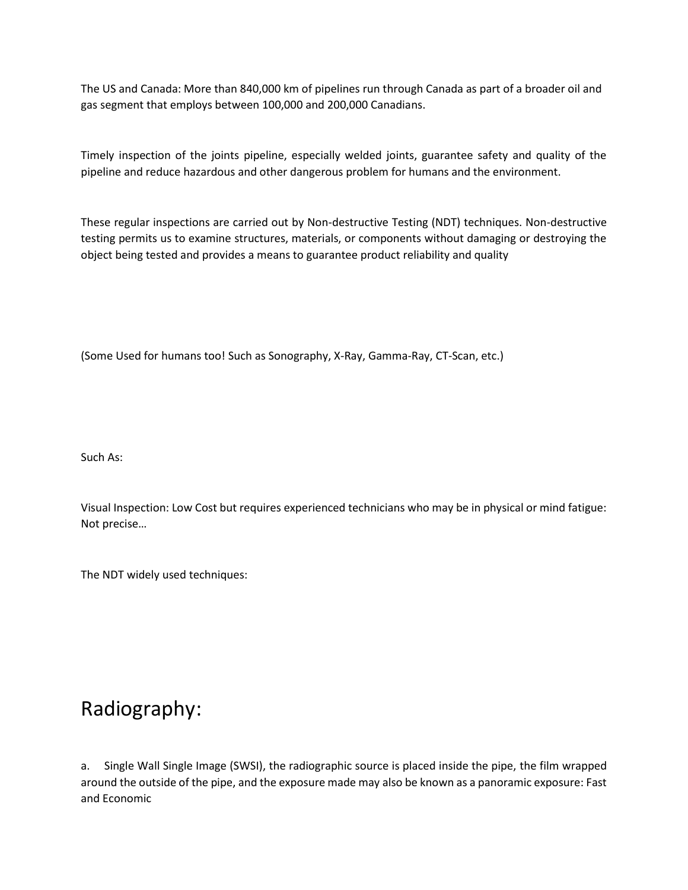The US and Canada: More than 840,000 km of pipelines run through Canada as part of a broader oil and gas segment that employs between 100,000 and 200,000 Canadians.

Timely inspection of the joints pipeline, especially welded joints, guarantee safety and quality of the pipeline and reduce hazardous and other dangerous problem for humans and the environment.

These regular inspections are carried out by Non-destructive Testing (NDT) techniques. Non-destructive testing permits us to examine structures, materials, or components without damaging or destroying the object being tested and provides a means to guarantee product reliability and quality

(Some Used for humans too! Such as Sonography, X-Ray, Gamma-Ray, CT-Scan, etc.)

Such As:

Visual Inspection: Low Cost but requires experienced technicians who may be in physical or mind fatigue: Not precise…

The NDT widely used techniques:

# Radiography:

a. Single Wall Single Image (SWSI), the radiographic source is placed inside the pipe, the film wrapped around the outside of the pipe, and the exposure made may also be known as a panoramic exposure: Fast and Economic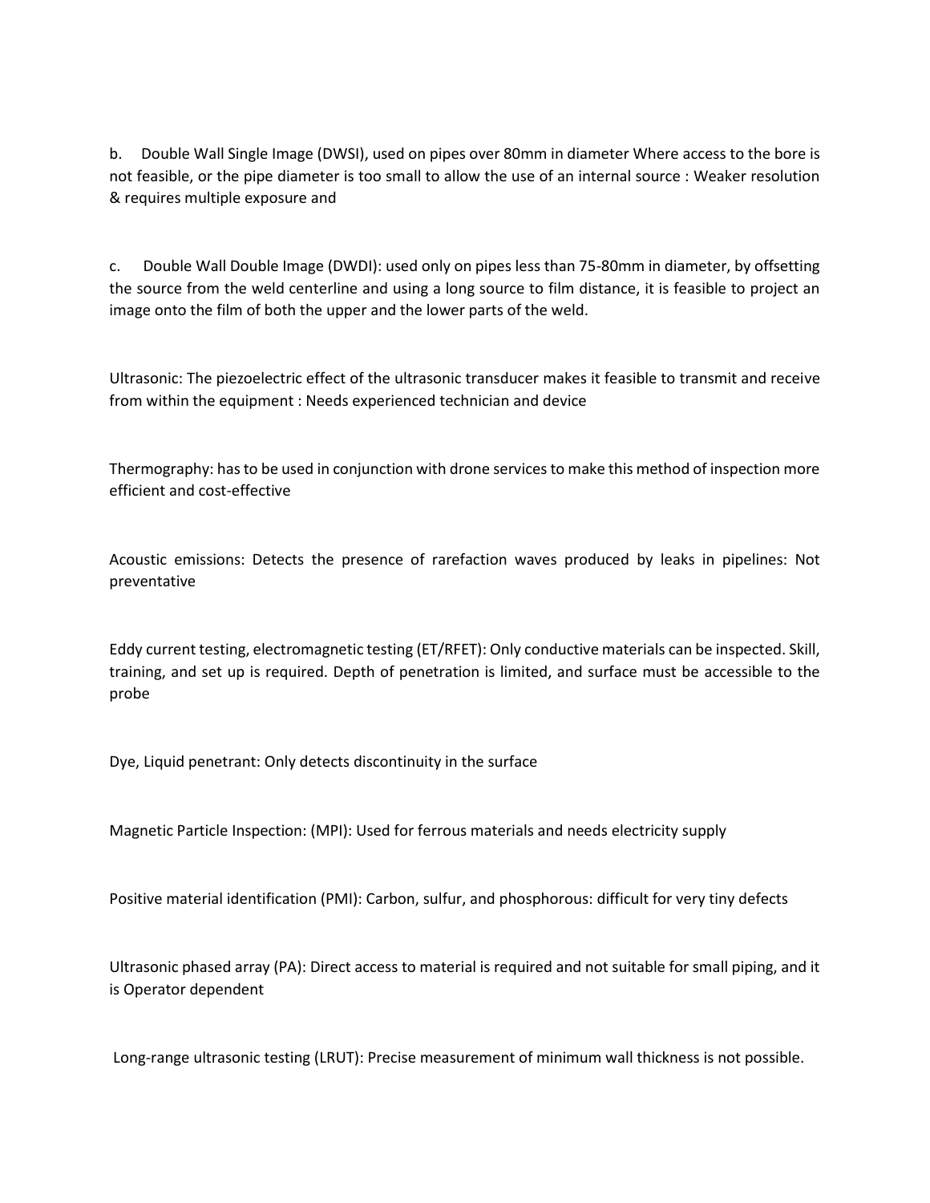b. Double Wall Single Image (DWSI), used on pipes over 80mm in diameter Where access to the bore is not feasible, or the pipe diameter is too small to allow the use of an internal source : Weaker resolution & requires multiple exposure and

c. Double Wall Double Image (DWDI): used only on pipes less than 75-80mm in diameter, by offsetting the source from the weld centerline and using a long source to film distance, it is feasible to project an image onto the film of both the upper and the lower parts of the weld.

Ultrasonic: The piezoelectric effect of the ultrasonic transducer makes it feasible to transmit and receive from within the equipment : Needs experienced technician and device

Thermography: has to be used in conjunction with drone services to make this method of inspection more efficient and cost-effective

Acoustic emissions: Detects the presence of rarefaction waves produced by leaks in pipelines: Not preventative

Eddy current testing, electromagnetic testing (ET/RFET): Only conductive materials can be inspected. Skill, training, and set up is required. Depth of penetration is limited, and surface must be accessible to the probe

Dye, Liquid penetrant: Only detects discontinuity in the surface

Magnetic Particle Inspection: (MPI): Used for ferrous materials and needs electricity supply

Positive material identification (PMI): Carbon, sulfur, and phosphorous: difficult for very tiny defects

Ultrasonic phased array (PA): Direct access to material is required and not suitable for small piping, and it is Operator dependent

Long-range ultrasonic testing (LRUT): Precise measurement of minimum wall thickness is not possible.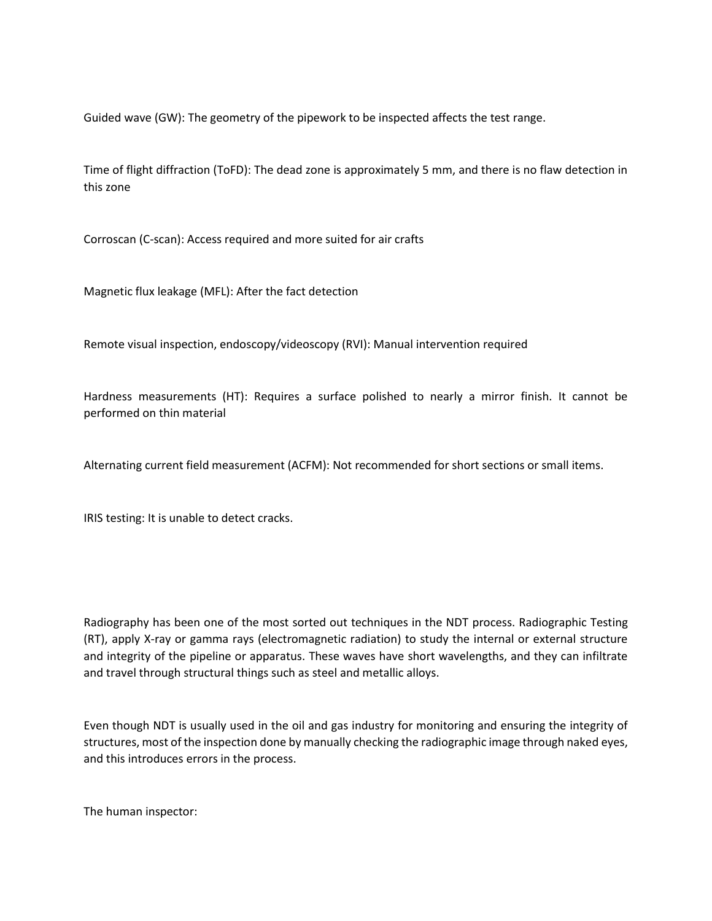Guided wave (GW): The geometry of the pipework to be inspected affects the test range.

Time of flight diffraction (ToFD): The dead zone is approximately 5 mm, and there is no flaw detection in this zone

Corroscan (C-scan): Access required and more suited for air crafts

Magnetic flux leakage (MFL): After the fact detection

Remote visual inspection, endoscopy/videoscopy (RVI): Manual intervention required

Hardness measurements (HT): Requires a surface polished to nearly a mirror finish. It cannot be performed on thin material

Alternating current field measurement (ACFM): Not recommended for short sections or small items.

IRIS testing: It is unable to detect cracks.

Radiography has been one of the most sorted out techniques in the NDT process. Radiographic Testing (RT), apply X-ray or gamma rays (electromagnetic radiation) to study the internal or external structure and integrity of the pipeline or apparatus. These waves have short wavelengths, and they can infiltrate and travel through structural things such as steel and metallic alloys.

Even though NDT is usually used in the oil and gas industry for monitoring and ensuring the integrity of structures, most of the inspection done by manually checking the radiographic image through naked eyes, and this introduces errors in the process.

The human inspector: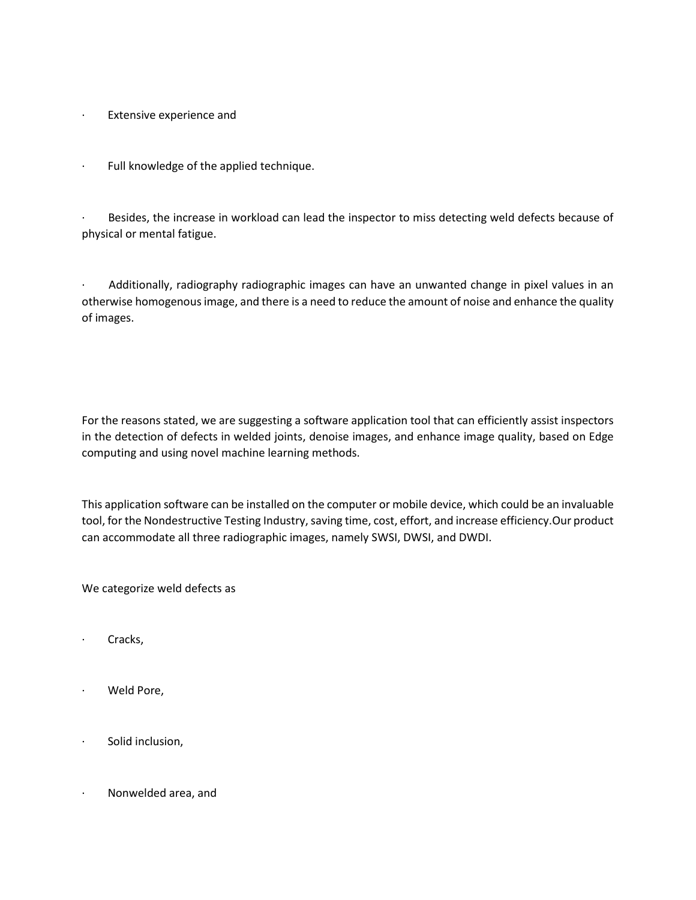- Extensive experience and

- Full knowledge of the applied technique.

- Besides, the increase in workload can lead the inspector to miss detecting weld defects because of physical or mental fatigue.

- Additionally, radiography radiographic images can have an unwanted change in pixel values in an otherwise homogenous image, and there is a need to reduce the amount of noise and enhance the quality of images.

For the reasons stated, we are suggesting a software application tool that can efficiently assist inspectors in the detection of defects in welded joints, denoise images, and enhance image quality, based on Edge computing and using novel machine learning methods.

This application software can be installed on the computer or mobile device, which could be an invaluable tool, for the Nondestructive Testing Industry, saving time, cost, effort, and increase efficiency.Our product can accommodate all three radiographic images, namely SWSI, DWSI, and DWDI.

We categorize weld defects as

- Cracks,

- Weld Pore,

- Solid inclusion,

- Nonwelded area, and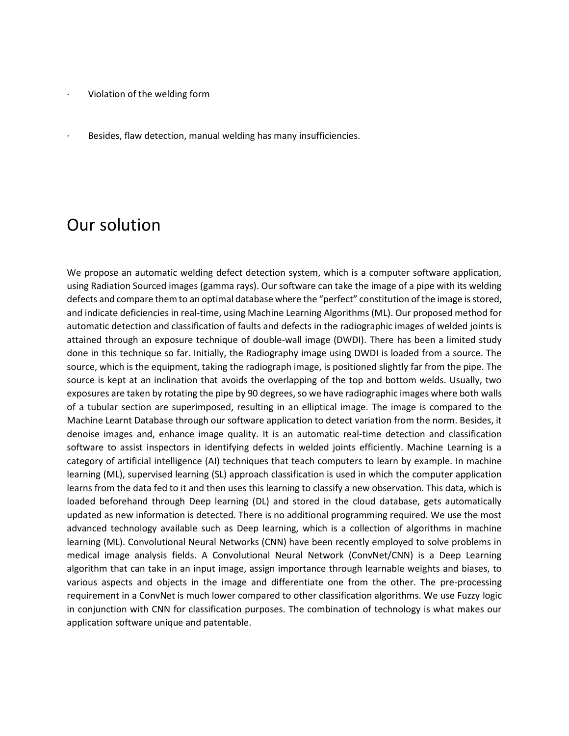- Violation of the welding form
- Besides, flaw detection, manual welding has many insufficiencies.

## Our solution

We propose an automatic welding defect detection system, which is a computer software application, using Radiation Sourced images (gamma rays). Our software can take the image of a pipe with its welding defects and compare them to an optimal database where the "perfect" constitution of the image is stored, and indicate deficiencies in real-time, using Machine Learning Algorithms (ML). Our proposed method for automatic detection and classification of faults and defects in the radiographic images of welded joints is attained through an exposure technique of double-wall image (DWDI). There has been a limited study done in this technique so far. Initially, the Radiography image using DWDI is loaded from a source. The source, which is the equipment, taking the radiograph image, is positioned slightly far from the pipe. The source is kept at an inclination that avoids the overlapping of the top and bottom welds. Usually, two exposures are taken by rotating the pipe by 90 degrees, so we have radiographic images where both walls of a tubular section are superimposed, resulting in an elliptical image. The image is compared to the Machine Learnt Database through our software application to detect variation from the norm. Besides, it denoise images and, enhance image quality. It is an automatic real-time detection and classification software to assist inspectors in identifying defects in welded joints efficiently. Machine Learning is a category of artificial intelligence (AI) techniques that teach computers to learn by example. In machine learning (ML), supervised learning (SL) approach classification is used in which the computer application learns from the data fed to it and then uses this learning to classify a new observation. This data, which is loaded beforehand through Deep learning (DL) and stored in the cloud database, gets automatically updated as new information is detected. There is no additional programming required. We use the most advanced technology available such as Deep learning, which is a collection of algorithms in machine learning (ML). Convolutional Neural Networks (CNN) have been recently employed to solve problems in medical image analysis fields. A Convolutional Neural Network (ConvNet/CNN) is a Deep Learning algorithm that can take in an input image, assign importance through learnable weights and biases, to various aspects and objects in the image and differentiate one from the other. The pre-processing requirement in a ConvNet is much lower compared to other classification algorithms. We use Fuzzy logic in conjunction with CNN for classification purposes. The combination of technology is what makes our application software unique and patentable.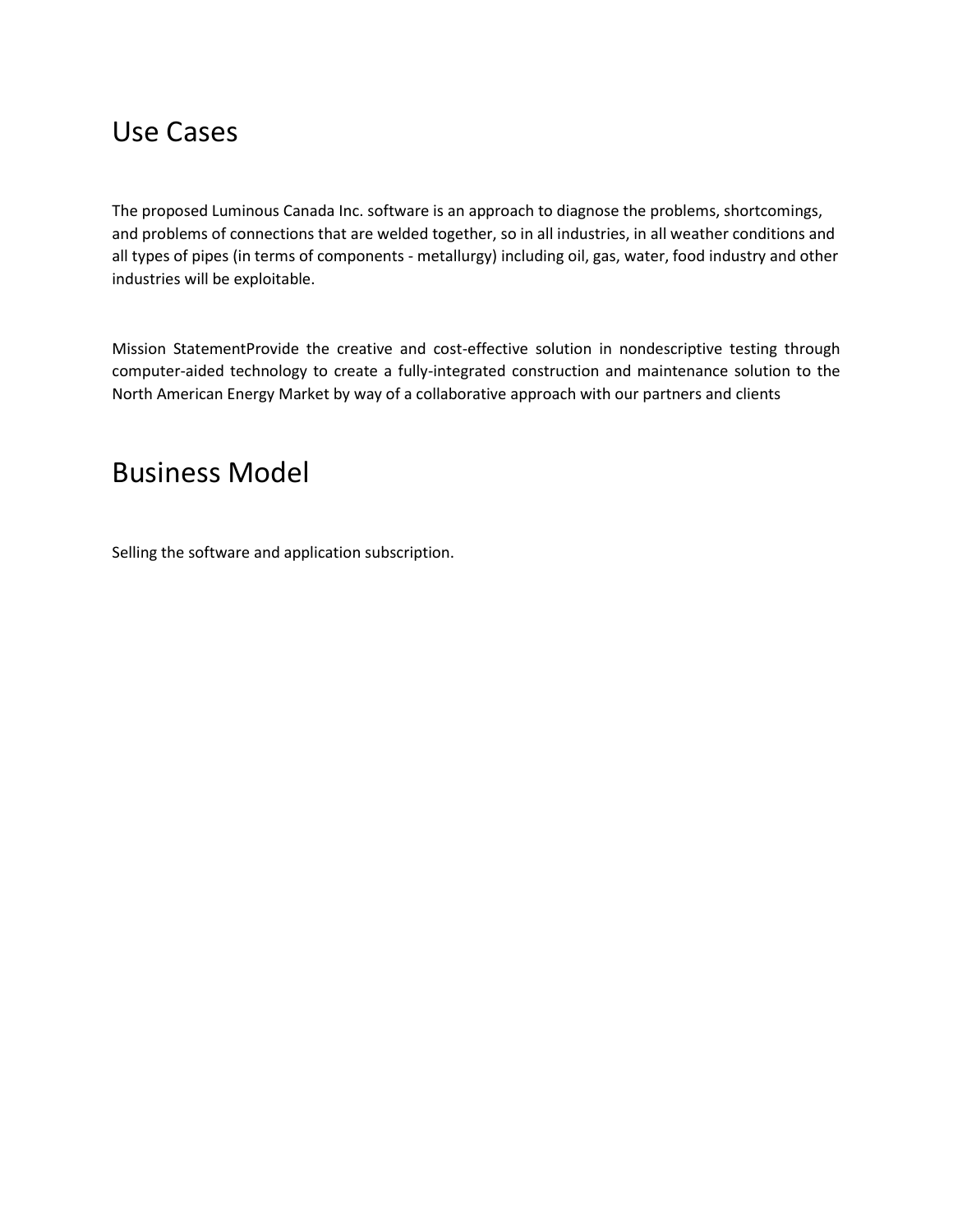# Use Cases

The proposed Luminous Canada Inc. software is an approach to diagnose the problems, shortcomings, and problems of connections that are welded together, so in all industries, in all weather conditions and all types of pipes (in terms of components - metallurgy) including oil, gas, water, food industry and other industries will be exploitable.

Mission StatementProvide the creative and cost-effective solution in nondescriptive testing through computer-aided technology to create a fully-integrated construction and maintenance solution to the North American Energy Market by way of a collaborative approach with our partners and clients

# Business Model

Selling the software and application subscription.